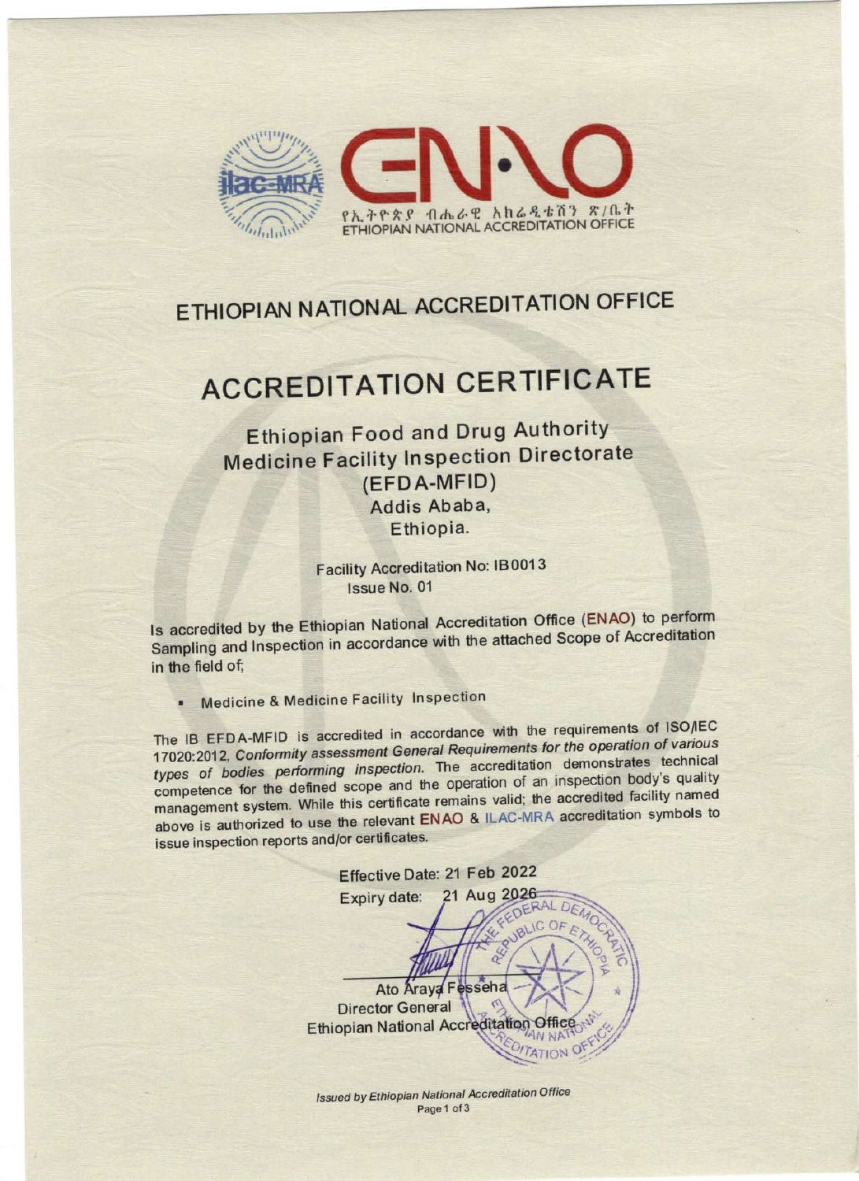ilac-MRA

ENAO

የኢትዮጵያ ብሔራዊ አክሬዲቴሽን ጽ/ቤት
ETHIOPIAN NATIONAL ACCREDITATION OFFICE

# ETHIOPIAN NATIONAL ACCREDITATION OFFICE

# ACCREDITATION CERTIFICATE

## Ethiopian Food and Drug Authority
## Medicine Facility Inspection Directorate
## (EFDA-MFID)

**Addis Ababa,**
**Ethiopia.**

Facility Accreditation No: IB0013
Issue No. 01

Is accredited by the Ethiopian National Accreditation Office (ENAO) to perform Sampling and Inspection in accordance with the attached Scope of Accreditation in the field of;

- Medicine & Medicine Facility Inspection

The IB EFDA-MFID is accredited in accordance with the requirements of ISO/IEC 17020:2012, *Conformity assessment General Requirements for the operation of various types of bodies performing inspection*. The accreditation demonstrates technical competence for the defined scope and the operation of an inspection body's quality management system. While this certificate remains valid; the accredited facility named above is authorized to use the relevant ENAO & ILAC-MRA accreditation symbols to issue inspection reports and/or certificates.

Effective Date: 21 Feb 2022
Expiry date: 21 Aug 2026

Ato Araya Fesseha
Director General
Ethiopian National Accreditation Office

*Issued by Ethiopian National Accreditation Office*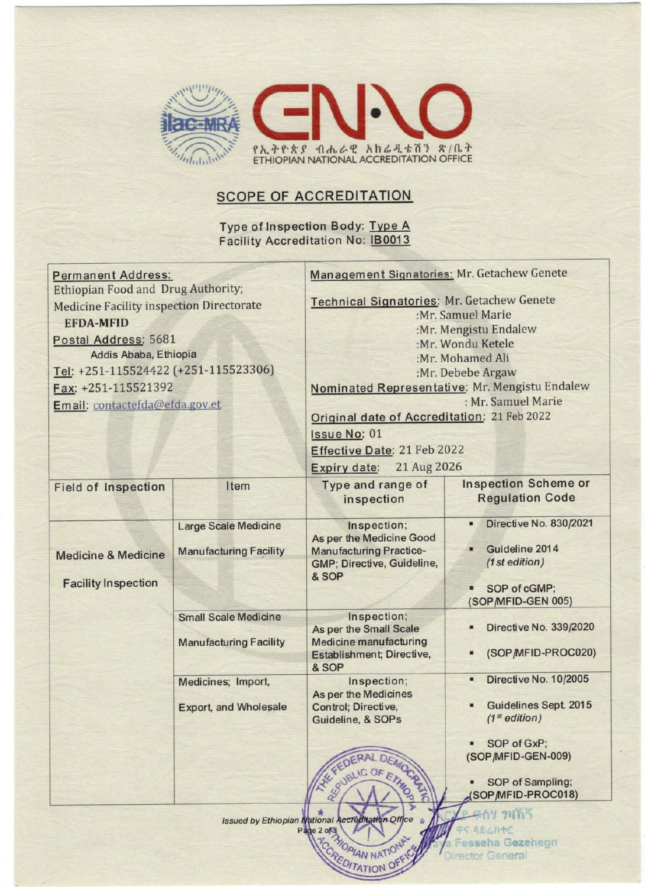የኢትዮጵያ ብሔራዊ አክሬዲቴሽን ጽ/ቤት
ETHIOPIAN NATIONAL ACCREDITATION OFFICE

## SCOPE OF ACCREDITATION

**Type of Inspection Body: Type A**
**Facility Accreditation No: IB0013**

| Permanent Address: | Management Signatories: |
|---|---|
| Ethiopian Food and Drug Authority; Medicine Facility inspection Directorate **EFDA-MFID**<br>Postal Address: 5681 Addis Ababa, Ethiopia<br>Tel: +251-115524422 (+251-115523306)<br>Fax: +251-115521392<br>Email: contactefda@efda.gov.et | Management Signatories: Mr. Getachew Genete<br>Technical Signatories: Mr. Getachew Genete :Mr. Samuel Marie :Mr. Mengistu Endalew :Mr. Wondu Ketele :Mr. Mohamed Ali :Mr. Debebe Argaw<br>Nominated Representative: Mr. Mengistu Endalew : Mr. Samuel Marie<br>Original date of Accreditation: 21 Feb 2022<br>Issue No: 01<br>Effective Date: 21 Feb 2022<br>Expiry date: 21 Aug 2026 |

| Field of Inspection | Item | Type and range of inspection | Inspection Scheme or Regulation Code |
|---|---|---|---|
| Medicine & Medicine Facility Inspection | Large Scale Medicine Manufacturing Facility | Inspection; As per the Medicine Good Manufacturing Practice-GMP; Directive, Guideline, & SOP | ▪ Directive No. 830/2021<br>▪ Guideline 2014 *(1st edition)*<br>▪ SOP of cGMP; (SOP/MFID-GEN 005) |
| | Small Scale Medicine Manufacturing Facility | Inspection; As per the Small Scale Medicine manufacturing Establishment; Directive, & SOP | ▪ Directive No. 339/2020<br>▪ (SOP/MFID-PROC020) |
| | Medicines; Import, Export, and Wholesale | Inspection; As per the Medicines Control; Directive, Guideline, & SOPs | ▪ Directive No. 10/2005<br>▪ Guidelines Sept 2015 *(1st edition)*<br>▪ SOP of GxP; (SOP/MFID-GEN-009)<br>▪ SOP of Sampling; (SOP/MFID-PROC018) |

Issued by Ethiopian National Accreditation Office

Fesseha Gezehegn
Director General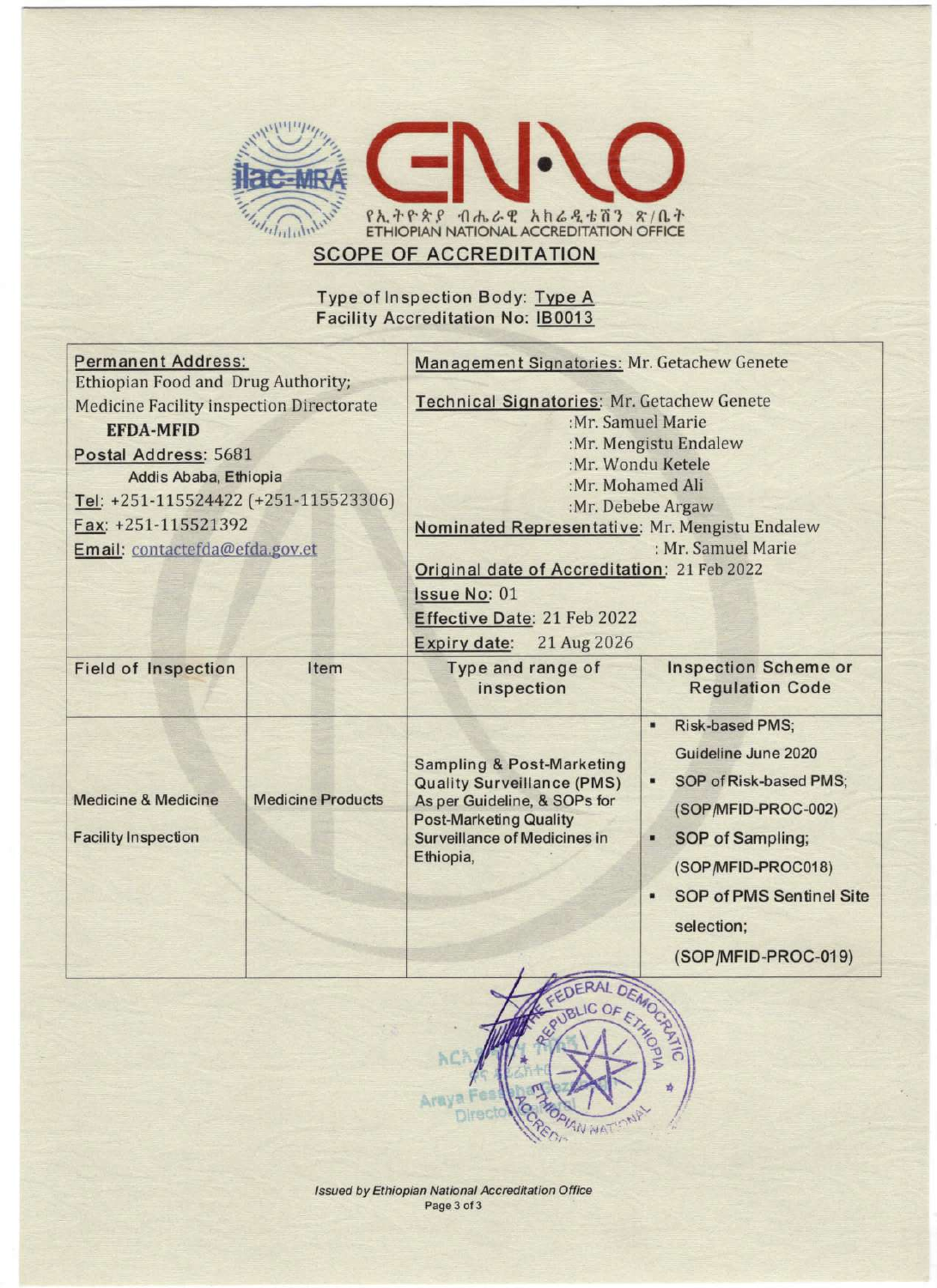የኢትዮጵያ ብሔራዊ አክሬዲቴሽን ጽ/ቤት
ETHIOPIAN NATIONAL ACCREDITATION OFFICE

## SCOPE OF ACCREDITATION

Type of Inspection Body: Type A
Facility Accreditation No: IB0013

| | |
|---|---|
| **Permanent Address:**<br>Ethiopian Food and Drug Authority;<br>Medicine Facility inspection Directorate<br>**EFDA-MFID**<br>Postal Address: 5681<br>Addis Ababa, Ethiopia<br>Tel: +251-115524422 (+251-115523306)<br>Fax: +251-115521392<br>Email: contactefda@efda.gov.et | **Management Signatories:** Mr. Getachew Genete<br>**Technical Signatories:** Mr. Getachew Genete<br>:Mr. Samuel Marie<br>:Mr. Mengistu Endalew<br>:Mr. Wondu Ketele<br>:Mr. Mohamed Ali<br>:Mr. Debebe Argaw<br>**Nominated Representative:** Mr. Mengistu Endalew<br>: Mr. Samuel Marie<br>**Original date of Accreditation:** 21 Feb 2022<br>**Issue No:** 01<br>**Effective Date:** 21 Feb 2022<br>**Expiry date:** 21 Aug 2026 |

| Field of Inspection | Item | Type and range of inspection | Inspection Scheme or Regulation Code |
|---|---|---|---|
| Medicine & Medicine Facility Inspection | Medicine Products | Sampling & Post-Marketing Quality Surveillance (PMS) As per Guideline, & SOPs for Post-Marketing Quality Surveillance of Medicines in Ethiopia, | ▪ Risk-based PMS; Guideline June 2020<br>▪ SOP of Risk-based PMS; (SOP/MFID-PROC-002)<br>▪ SOP of Sampling; (SOP/MFID-PROC018)<br>▪ SOP of PMS Sentinel Site selection; (SOP/MFID-PROC-019) |

Araya Fesseha
Director

*Issued by Ethiopian National Accreditation Office*